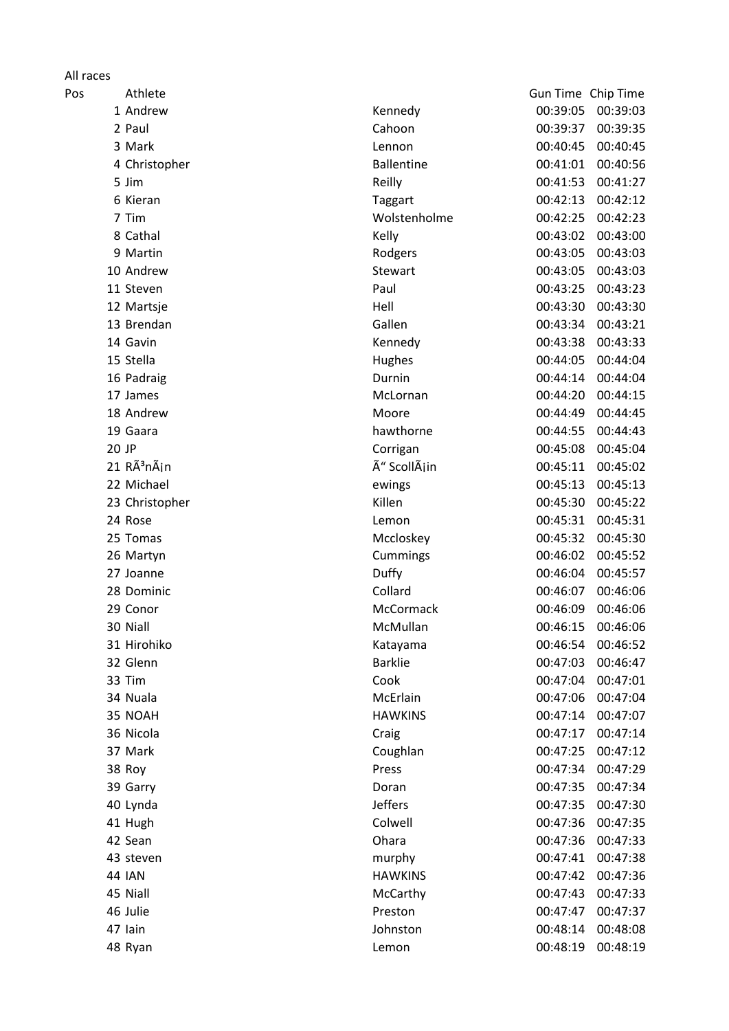All races

| Pos | Athlete | | Gun Time | Chip Time |
|---|---|---|---|---|
| 1 | Andrew | Kennedy | 00:39:05 | 00:39:03 |
| 2 | Paul | Cahoon | 00:39:37 | 00:39:35 |
| 3 | Mark | Lennon | 00:40:45 | 00:40:45 |
| 4 | Christopher | Ballentine | 00:41:01 | 00:40:56 |
| 5 | Jim | Reilly | 00:41:53 | 00:41:27 |
| 6 | Kieran | Taggart | 00:42:13 | 00:42:12 |
| 7 | Tim | Wolstenholme | 00:42:25 | 00:42:23 |
| 8 | Cathal | Kelly | 00:43:02 | 00:43:00 |
| 9 | Martin | Rodgers | 00:43:05 | 00:43:03 |
| 10 | Andrew | Stewart | 00:43:05 | 00:43:03 |
| 11 | Steven | Paul | 00:43:25 | 00:43:23 |
| 12 | Martsje | Hell | 00:43:30 | 00:43:30 |
| 13 | Brendan | Gallen | 00:43:34 | 00:43:21 |
| 14 | Gavin | Kennedy | 00:43:38 | 00:43:33 |
| 15 | Stella | Hughes | 00:44:05 | 00:44:04 |
| 16 | Padraig | Durnin | 00:44:14 | 00:44:04 |
| 17 | James | McLornan | 00:44:20 | 00:44:15 |
| 18 | Andrew | Moore | 00:44:49 | 00:44:45 |
| 19 | Gaara | hawthorne | 00:44:55 | 00:44:43 |
| 20 | JP | Corrigan | 00:45:08 | 00:45:04 |
| 21 | RÃ³nÃ¡n | Ã“ ScollÃ¡in | 00:45:11 | 00:45:02 |
| 22 | Michael | ewings | 00:45:13 | 00:45:13 |
| 23 | Christopher | Killen | 00:45:30 | 00:45:22 |
| 24 | Rose | Lemon | 00:45:31 | 00:45:31 |
| 25 | Tomas | Mccloskey | 00:45:32 | 00:45:30 |
| 26 | Martyn | Cummings | 00:46:02 | 00:45:52 |
| 27 | Joanne | Duffy | 00:46:04 | 00:45:57 |
| 28 | Dominic | Collard | 00:46:07 | 00:46:06 |
| 29 | Conor | McCormack | 00:46:09 | 00:46:06 |
| 30 | Niall | McMullan | 00:46:15 | 00:46:06 |
| 31 | Hirohiko | Katayama | 00:46:54 | 00:46:52 |
| 32 | Glenn | Barklie | 00:47:03 | 00:46:47 |
| 33 | Tim | Cook | 00:47:04 | 00:47:01 |
| 34 | Nuala | McErlain | 00:47:06 | 00:47:04 |
| 35 | NOAH | HAWKINS | 00:47:14 | 00:47:07 |
| 36 | Nicola | Craig | 00:47:17 | 00:47:14 |
| 37 | Mark | Coughlan | 00:47:25 | 00:47:12 |
| 38 | Roy | Press | 00:47:34 | 00:47:29 |
| 39 | Garry | Doran | 00:47:35 | 00:47:34 |
| 40 | Lynda | Jeffers | 00:47:35 | 00:47:30 |
| 41 | Hugh | Colwell | 00:47:36 | 00:47:35 |
| 42 | Sean | Ohara | 00:47:36 | 00:47:33 |
| 43 | steven | murphy | 00:47:41 | 00:47:38 |
| 44 | IAN | HAWKINS | 00:47:42 | 00:47:36 |
| 45 | Niall | McCarthy | 00:47:43 | 00:47:33 |
| 46 | Julie | Preston | 00:47:47 | 00:47:37 |
| 47 | Iain | Johnston | 00:48:14 | 00:48:08 |
| 48 | Ryan | Lemon | 00:48:19 | 00:48:19 |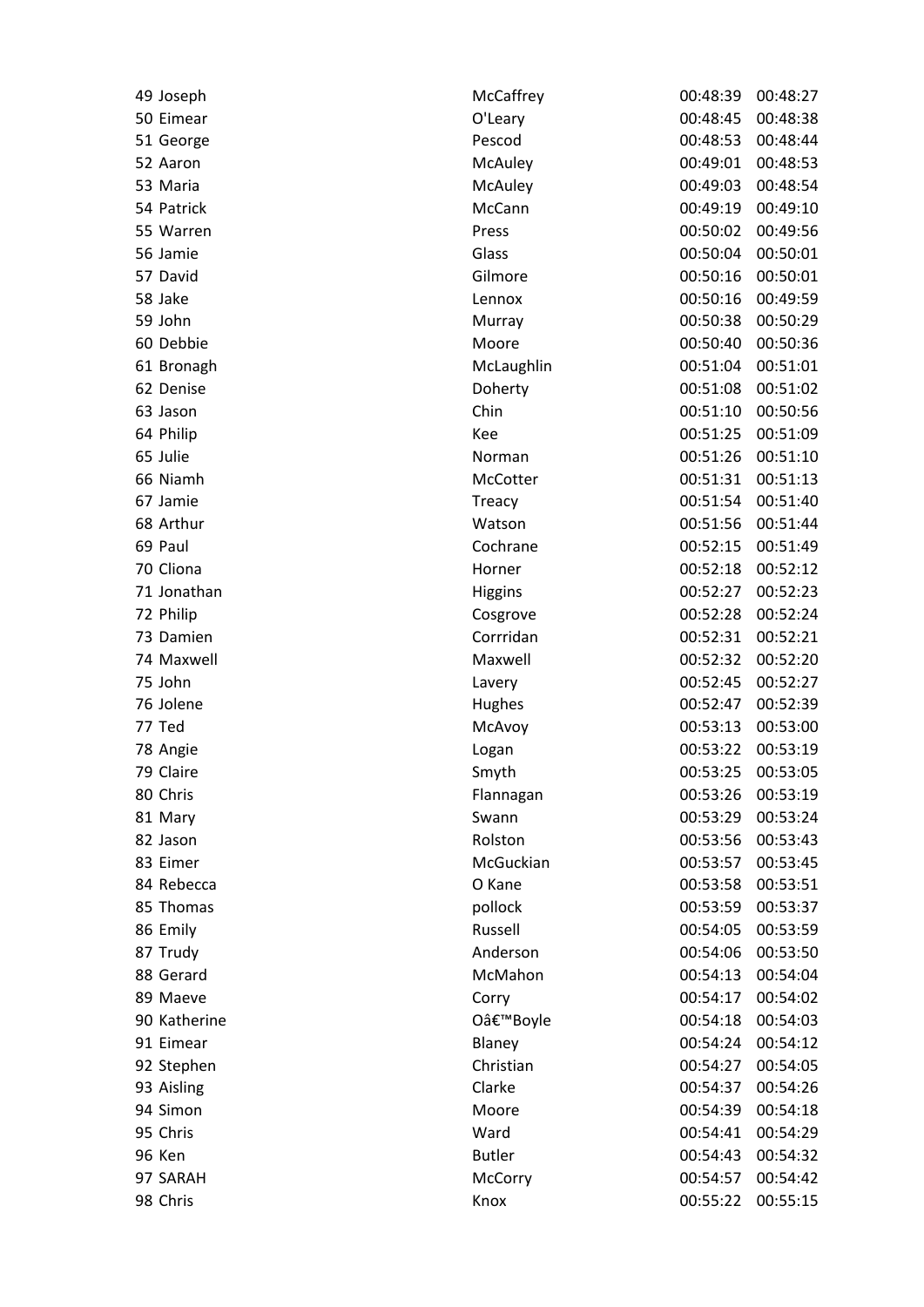| | | | | |
|---|---|---|---|---|
| 49 | Joseph | McCaffrey | 00:48:39 | 00:48:27 |
| 50 | Eimear | O'Leary | 00:48:45 | 00:48:38 |
| 51 | George | Pescod | 00:48:53 | 00:48:44 |
| 52 | Aaron | McAuley | 00:49:01 | 00:48:53 |
| 53 | Maria | McAuley | 00:49:03 | 00:48:54 |
| 54 | Patrick | McCann | 00:49:19 | 00:49:10 |
| 55 | Warren | Press | 00:50:02 | 00:49:56 |
| 56 | Jamie | Glass | 00:50:04 | 00:50:01 |
| 57 | David | Gilmore | 00:50:16 | 00:50:01 |
| 58 | Jake | Lennox | 00:50:16 | 00:49:59 |
| 59 | John | Murray | 00:50:38 | 00:50:29 |
| 60 | Debbie | Moore | 00:50:40 | 00:50:36 |
| 61 | Bronagh | McLaughlin | 00:51:04 | 00:51:01 |
| 62 | Denise | Doherty | 00:51:08 | 00:51:02 |
| 63 | Jason | Chin | 00:51:10 | 00:50:56 |
| 64 | Philip | Kee | 00:51:25 | 00:51:09 |
| 65 | Julie | Norman | 00:51:26 | 00:51:10 |
| 66 | Niamh | McCotter | 00:51:31 | 00:51:13 |
| 67 | Jamie | Treacy | 00:51:54 | 00:51:40 |
| 68 | Arthur | Watson | 00:51:56 | 00:51:44 |
| 69 | Paul | Cochrane | 00:52:15 | 00:51:49 |
| 70 | Cliona | Horner | 00:52:18 | 00:52:12 |
| 71 | Jonathan | Higgins | 00:52:27 | 00:52:23 |
| 72 | Philip | Cosgrove | 00:52:28 | 00:52:24 |
| 73 | Damien | Corrridan | 00:52:31 | 00:52:21 |
| 74 | Maxwell | Maxwell | 00:52:32 | 00:52:20 |
| 75 | John | Lavery | 00:52:45 | 00:52:27 |
| 76 | Jolene | Hughes | 00:52:47 | 00:52:39 |
| 77 | Ted | McAvoy | 00:53:13 | 00:53:00 |
| 78 | Angie | Logan | 00:53:22 | 00:53:19 |
| 79 | Claire | Smyth | 00:53:25 | 00:53:05 |
| 80 | Chris | Flannagan | 00:53:26 | 00:53:19 |
| 81 | Mary | Swann | 00:53:29 | 00:53:24 |
| 82 | Jason | Rolston | 00:53:56 | 00:53:43 |
| 83 | Eimer | McGuckian | 00:53:57 | 00:53:45 |
| 84 | Rebecca | O Kane | 00:53:58 | 00:53:51 |
| 85 | Thomas | pollock | 00:53:59 | 00:53:37 |
| 86 | Emily | Russell | 00:54:05 | 00:53:59 |
| 87 | Trudy | Anderson | 00:54:06 | 00:53:50 |
| 88 | Gerard | McMahon | 00:54:13 | 00:54:04 |
| 89 | Maeve | Corry | 00:54:17 | 00:54:02 |
| 90 | Katherine | Oâ€™Boyle | 00:54:18 | 00:54:03 |
| 91 | Eimear | Blaney | 00:54:24 | 00:54:12 |
| 92 | Stephen | Christian | 00:54:27 | 00:54:05 |
| 93 | Aisling | Clarke | 00:54:37 | 00:54:26 |
| 94 | Simon | Moore | 00:54:39 | 00:54:18 |
| 95 | Chris | Ward | 00:54:41 | 00:54:29 |
| 96 | Ken | Butler | 00:54:43 | 00:54:32 |
| 97 | SARAH | McCorry | 00:54:57 | 00:54:42 |
| 98 | Chris | Knox | 00:55:22 | 00:55:15 |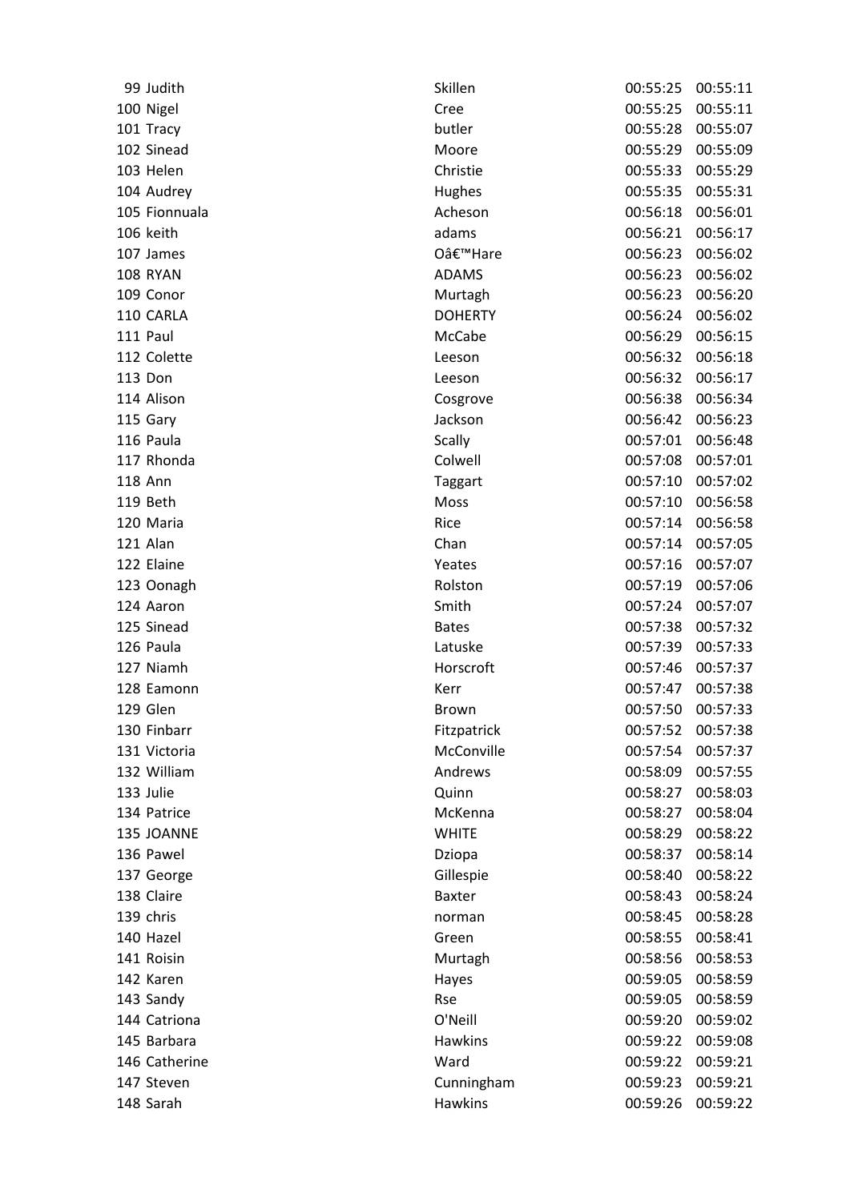| | | | | |
|---|---|---|---|---|
| 99 | Judith | Skillen | 00:55:25 | 00:55:11 |
| 100 | Nigel | Cree | 00:55:25 | 00:55:11 |
| 101 | Tracy | butler | 00:55:28 | 00:55:07 |
| 102 | Sinead | Moore | 00:55:29 | 00:55:09 |
| 103 | Helen | Christie | 00:55:33 | 00:55:29 |
| 104 | Audrey | Hughes | 00:55:35 | 00:55:31 |
| 105 | Fionnuala | Acheson | 00:56:18 | 00:56:01 |
| 106 | keith | adams | 00:56:21 | 00:56:17 |
| 107 | James | Oâ€™Hare | 00:56:23 | 00:56:02 |
| 108 | RYAN | ADAMS | 00:56:23 | 00:56:02 |
| 109 | Conor | Murtagh | 00:56:23 | 00:56:20 |
| 110 | CARLA | DOHERTY | 00:56:24 | 00:56:02 |
| 111 | Paul | McCabe | 00:56:29 | 00:56:15 |
| 112 | Colette | Leeson | 00:56:32 | 00:56:18 |
| 113 | Don | Leeson | 00:56:32 | 00:56:17 |
| 114 | Alison | Cosgrove | 00:56:38 | 00:56:34 |
| 115 | Gary | Jackson | 00:56:42 | 00:56:23 |
| 116 | Paula | Scally | 00:57:01 | 00:56:48 |
| 117 | Rhonda | Colwell | 00:57:08 | 00:57:01 |
| 118 | Ann | Taggart | 00:57:10 | 00:57:02 |
| 119 | Beth | Moss | 00:57:10 | 00:56:58 |
| 120 | Maria | Rice | 00:57:14 | 00:56:58 |
| 121 | Alan | Chan | 00:57:14 | 00:57:05 |
| 122 | Elaine | Yeates | 00:57:16 | 00:57:07 |
| 123 | Oonagh | Rolston | 00:57:19 | 00:57:06 |
| 124 | Aaron | Smith | 00:57:24 | 00:57:07 |
| 125 | Sinead | Bates | 00:57:38 | 00:57:32 |
| 126 | Paula | Latuske | 00:57:39 | 00:57:33 |
| 127 | Niamh | Horscroft | 00:57:46 | 00:57:37 |
| 128 | Eamonn | Kerr | 00:57:47 | 00:57:38 |
| 129 | Glen | Brown | 00:57:50 | 00:57:33 |
| 130 | Finbarr | Fitzpatrick | 00:57:52 | 00:57:38 |
| 131 | Victoria | McConville | 00:57:54 | 00:57:37 |
| 132 | William | Andrews | 00:58:09 | 00:57:55 |
| 133 | Julie | Quinn | 00:58:27 | 00:58:03 |
| 134 | Patrice | McKenna | 00:58:27 | 00:58:04 |
| 135 | JOANNE | WHITE | 00:58:29 | 00:58:22 |
| 136 | Pawel | Dziopa | 00:58:37 | 00:58:14 |
| 137 | George | Gillespie | 00:58:40 | 00:58:22 |
| 138 | Claire | Baxter | 00:58:43 | 00:58:24 |
| 139 | chris | norman | 00:58:45 | 00:58:28 |
| 140 | Hazel | Green | 00:58:55 | 00:58:41 |
| 141 | Roisin | Murtagh | 00:58:56 | 00:58:53 |
| 142 | Karen | Hayes | 00:59:05 | 00:58:59 |
| 143 | Sandy | Rse | 00:59:05 | 00:58:59 |
| 144 | Catriona | O'Neill | 00:59:20 | 00:59:02 |
| 145 | Barbara | Hawkins | 00:59:22 | 00:59:08 |
| 146 | Catherine | Ward | 00:59:22 | 00:59:21 |
| 147 | Steven | Cunningham | 00:59:23 | 00:59:21 |
| 148 | Sarah | Hawkins | 00:59:26 | 00:59:22 |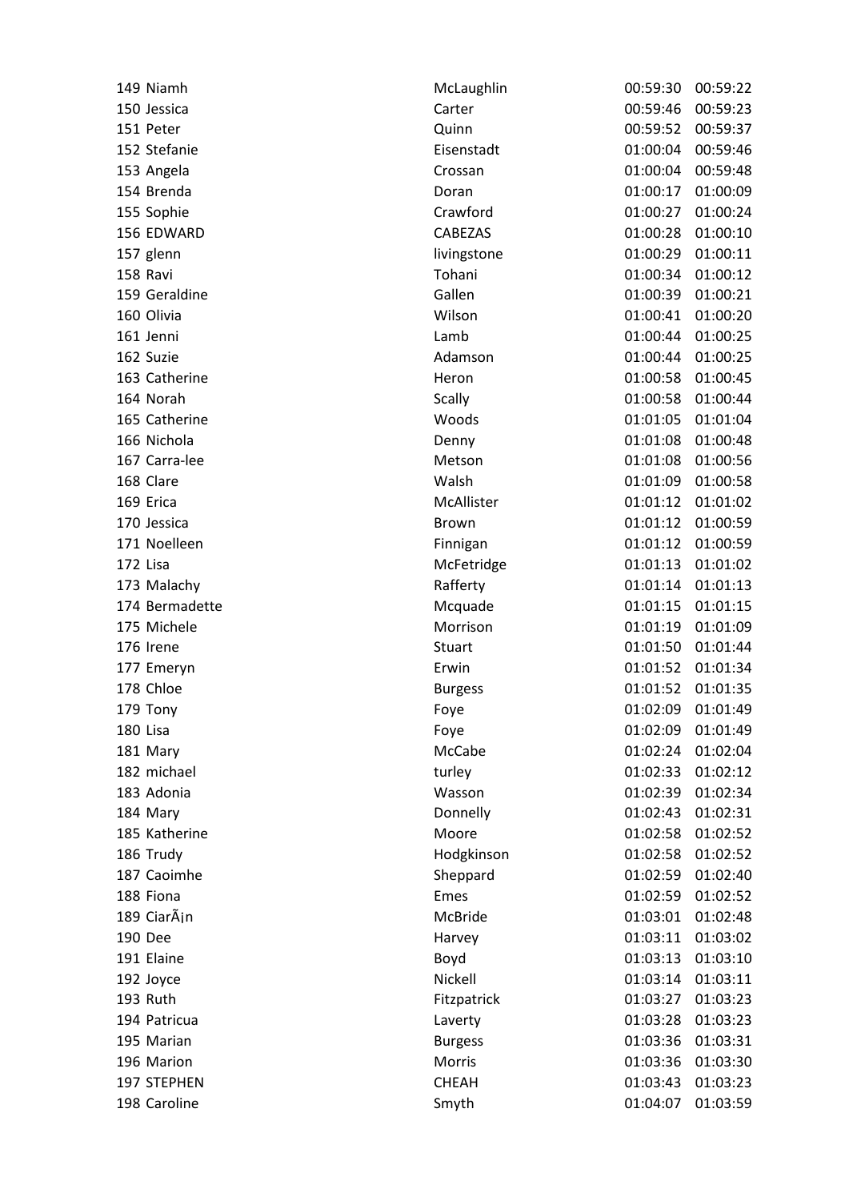| | | | | |
|---|---|---|---|---|
| 149 | Niamh | McLaughlin | 00:59:30 | 00:59:22 |
| 150 | Jessica | Carter | 00:59:46 | 00:59:23 |
| 151 | Peter | Quinn | 00:59:52 | 00:59:37 |
| 152 | Stefanie | Eisenstadt | 01:00:04 | 00:59:46 |
| 153 | Angela | Crossan | 01:00:04 | 00:59:48 |
| 154 | Brenda | Doran | 01:00:17 | 01:00:09 |
| 155 | Sophie | Crawford | 01:00:27 | 01:00:24 |
| 156 | EDWARD | CABEZAS | 01:00:28 | 01:00:10 |
| 157 | glenn | livingstone | 01:00:29 | 01:00:11 |
| 158 | Ravi | Tohani | 01:00:34 | 01:00:12 |
| 159 | Geraldine | Gallen | 01:00:39 | 01:00:21 |
| 160 | Olivia | Wilson | 01:00:41 | 01:00:20 |
| 161 | Jenni | Lamb | 01:00:44 | 01:00:25 |
| 162 | Suzie | Adamson | 01:00:44 | 01:00:25 |
| 163 | Catherine | Heron | 01:00:58 | 01:00:45 |
| 164 | Norah | Scally | 01:00:58 | 01:00:44 |
| 165 | Catherine | Woods | 01:01:05 | 01:01:04 |
| 166 | Nichola | Denny | 01:01:08 | 01:00:48 |
| 167 | Carra-lee | Metson | 01:01:08 | 01:00:56 |
| 168 | Clare | Walsh | 01:01:09 | 01:00:58 |
| 169 | Erica | McAllister | 01:01:12 | 01:01:02 |
| 170 | Jessica | Brown | 01:01:12 | 01:00:59 |
| 171 | Noelleen | Finnigan | 01:01:12 | 01:00:59 |
| 172 | Lisa | McFetridge | 01:01:13 | 01:01:02 |
| 173 | Malachy | Rafferty | 01:01:14 | 01:01:13 |
| 174 | Bermadette | Mcquade | 01:01:15 | 01:01:15 |
| 175 | Michele | Morrison | 01:01:19 | 01:01:09 |
| 176 | Irene | Stuart | 01:01:50 | 01:01:44 |
| 177 | Emeryn | Erwin | 01:01:52 | 01:01:34 |
| 178 | Chloe | Burgess | 01:01:52 | 01:01:35 |
| 179 | Tony | Foye | 01:02:09 | 01:01:49 |
| 180 | Lisa | Foye | 01:02:09 | 01:01:49 |
| 181 | Mary | McCabe | 01:02:24 | 01:02:04 |
| 182 | michael | turley | 01:02:33 | 01:02:12 |
| 183 | Adonia | Wasson | 01:02:39 | 01:02:34 |
| 184 | Mary | Donnelly | 01:02:43 | 01:02:31 |
| 185 | Katherine | Moore | 01:02:58 | 01:02:52 |
| 186 | Trudy | Hodgkinson | 01:02:58 | 01:02:52 |
| 187 | Caoimhe | Sheppard | 01:02:59 | 01:02:40 |
| 188 | Fiona | Emes | 01:02:59 | 01:02:52 |
| 189 | CiarÃ¡n | McBride | 01:03:01 | 01:02:48 |
| 190 | Dee | Harvey | 01:03:11 | 01:03:02 |
| 191 | Elaine | Boyd | 01:03:13 | 01:03:10 |
| 192 | Joyce | Nickell | 01:03:14 | 01:03:11 |
| 193 | Ruth | Fitzpatrick | 01:03:27 | 01:03:23 |
| 194 | Patricua | Laverty | 01:03:28 | 01:03:23 |
| 195 | Marian | Burgess | 01:03:36 | 01:03:31 |
| 196 | Marion | Morris | 01:03:36 | 01:03:30 |
| 197 | STEPHEN | CHEAH | 01:03:43 | 01:03:23 |
| 198 | Caroline | Smyth | 01:04:07 | 01:03:59 |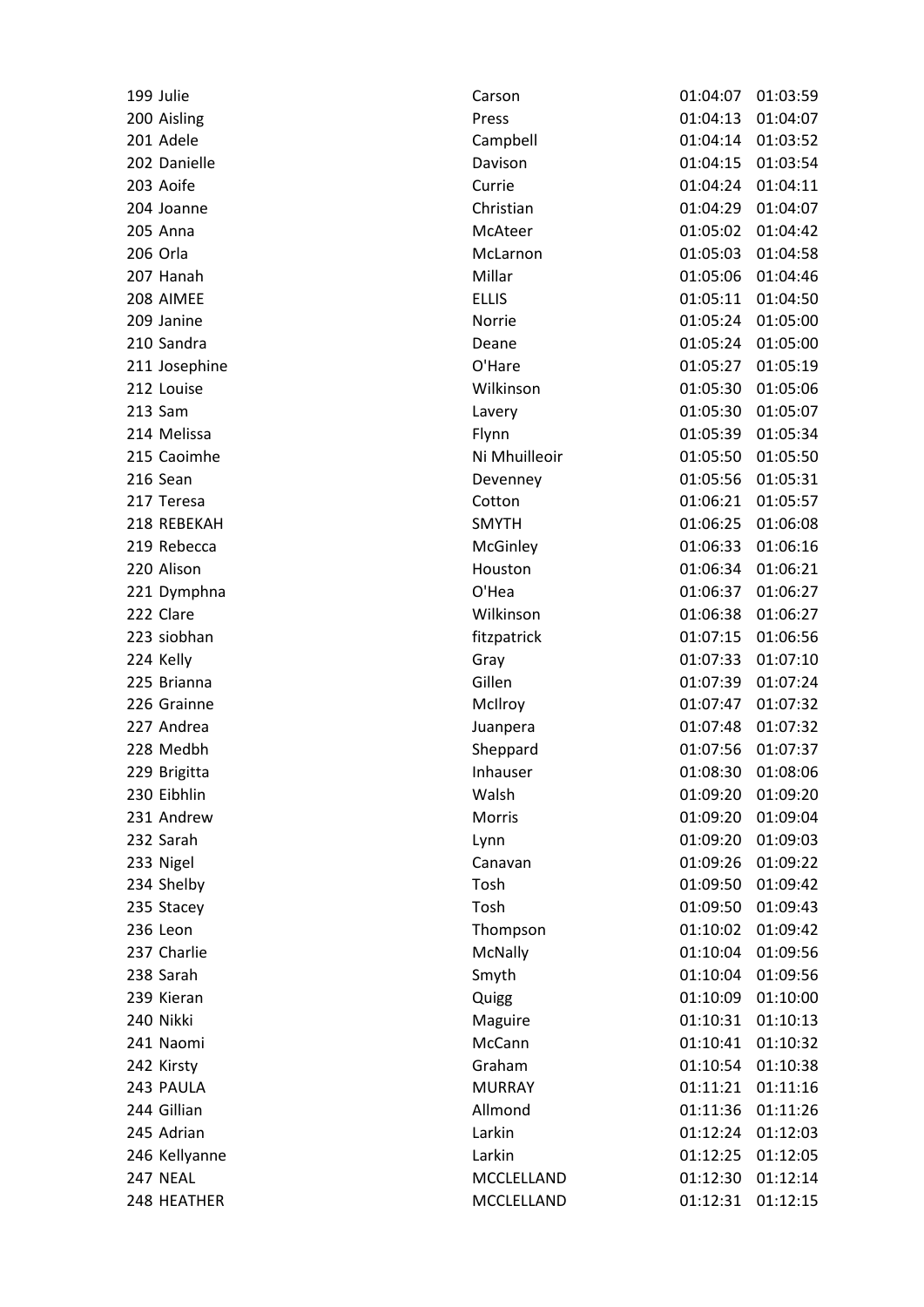| | | | | |
|---|---|---|---|---|
| 199 | Julie | Carson | 01:04:07 | 01:03:59 |
| 200 | Aisling | Press | 01:04:13 | 01:04:07 |
| 201 | Adele | Campbell | 01:04:14 | 01:03:52 |
| 202 | Danielle | Davison | 01:04:15 | 01:03:54 |
| 203 | Aoife | Currie | 01:04:24 | 01:04:11 |
| 204 | Joanne | Christian | 01:04:29 | 01:04:07 |
| 205 | Anna | McAteer | 01:05:02 | 01:04:42 |
| 206 | Orla | McLarnon | 01:05:03 | 01:04:58 |
| 207 | Hanah | Millar | 01:05:06 | 01:04:46 |
| 208 | AIMEE | ELLIS | 01:05:11 | 01:04:50 |
| 209 | Janine | Norrie | 01:05:24 | 01:05:00 |
| 210 | Sandra | Deane | 01:05:24 | 01:05:00 |
| 211 | Josephine | O'Hare | 01:05:27 | 01:05:19 |
| 212 | Louise | Wilkinson | 01:05:30 | 01:05:06 |
| 213 | Sam | Lavery | 01:05:30 | 01:05:07 |
| 214 | Melissa | Flynn | 01:05:39 | 01:05:34 |
| 215 | Caoimhe | Ni Mhuilleoir | 01:05:50 | 01:05:50 |
| 216 | Sean | Devenney | 01:05:56 | 01:05:31 |
| 217 | Teresa | Cotton | 01:06:21 | 01:05:57 |
| 218 | REBEKAH | SMYTH | 01:06:25 | 01:06:08 |
| 219 | Rebecca | McGinley | 01:06:33 | 01:06:16 |
| 220 | Alison | Houston | 01:06:34 | 01:06:21 |
| 221 | Dymphna | O'Hea | 01:06:37 | 01:06:27 |
| 222 | Clare | Wilkinson | 01:06:38 | 01:06:27 |
| 223 | siobhan | fitzpatrick | 01:07:15 | 01:06:56 |
| 224 | Kelly | Gray | 01:07:33 | 01:07:10 |
| 225 | Brianna | Gillen | 01:07:39 | 01:07:24 |
| 226 | Grainne | McIlroy | 01:07:47 | 01:07:32 |
| 227 | Andrea | Juanpera | 01:07:48 | 01:07:32 |
| 228 | Medbh | Sheppard | 01:07:56 | 01:07:37 |
| 229 | Brigitta | Inhauser | 01:08:30 | 01:08:06 |
| 230 | Eibhlin | Walsh | 01:09:20 | 01:09:20 |
| 231 | Andrew | Morris | 01:09:20 | 01:09:04 |
| 232 | Sarah | Lynn | 01:09:20 | 01:09:03 |
| 233 | Nigel | Canavan | 01:09:26 | 01:09:22 |
| 234 | Shelby | Tosh | 01:09:50 | 01:09:42 |
| 235 | Stacey | Tosh | 01:09:50 | 01:09:43 |
| 236 | Leon | Thompson | 01:10:02 | 01:09:42 |
| 237 | Charlie | McNally | 01:10:04 | 01:09:56 |
| 238 | Sarah | Smyth | 01:10:04 | 01:09:56 |
| 239 | Kieran | Quigg | 01:10:09 | 01:10:00 |
| 240 | Nikki | Maguire | 01:10:31 | 01:10:13 |
| 241 | Naomi | McCann | 01:10:41 | 01:10:32 |
| 242 | Kirsty | Graham | 01:10:54 | 01:10:38 |
| 243 | PAULA | MURRAY | 01:11:21 | 01:11:16 |
| 244 | Gillian | Allmond | 01:11:36 | 01:11:26 |
| 245 | Adrian | Larkin | 01:12:24 | 01:12:03 |
| 246 | Kellyanne | Larkin | 01:12:25 | 01:12:05 |
| 247 | NEAL | MCCLELLAND | 01:12:30 | 01:12:14 |
| 248 | HEATHER | MCCLELLAND | 01:12:31 | 01:12:15 |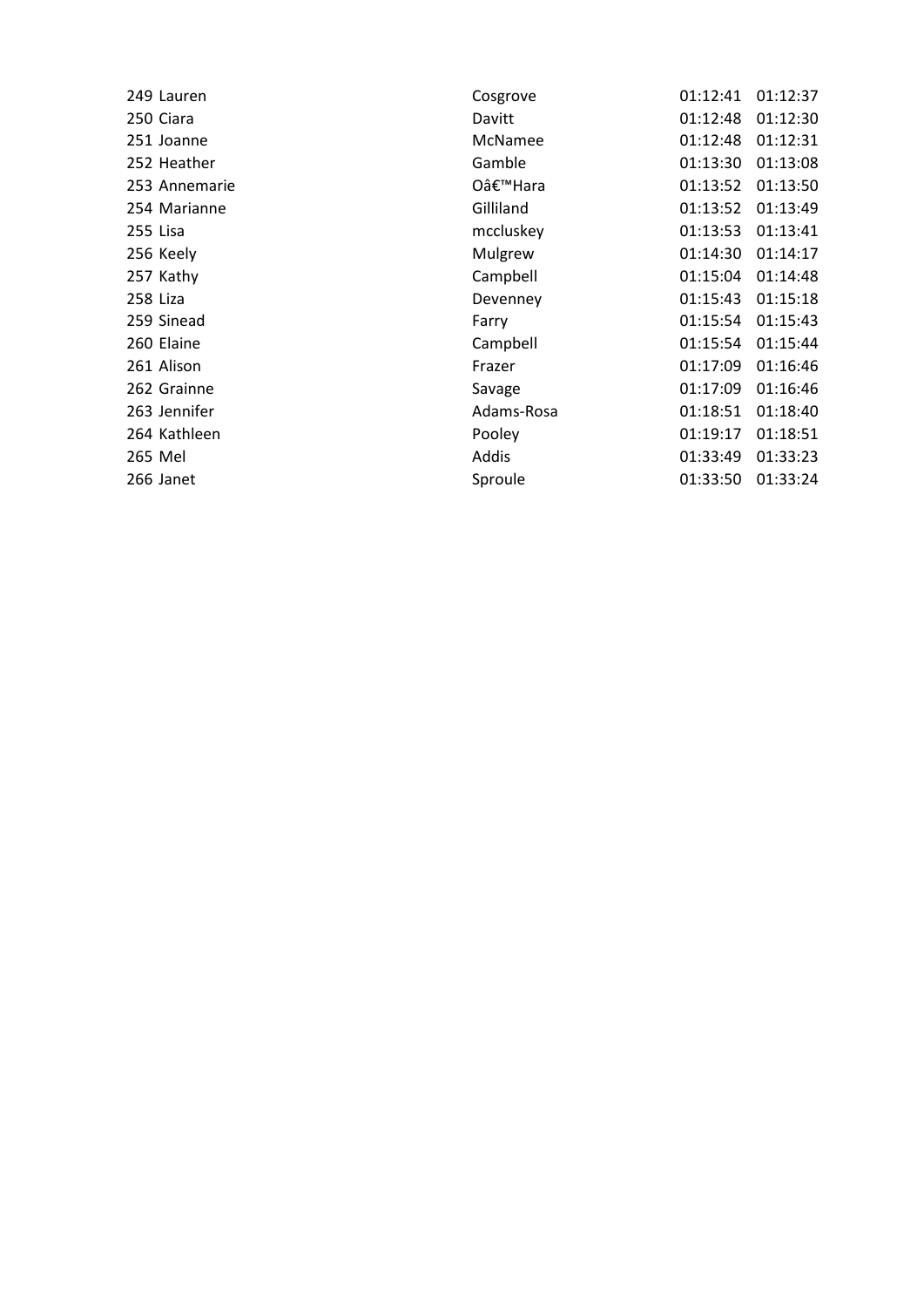| | | | | |
|---|---|---|---|---|
| 249 | Lauren | Cosgrove | 01:12:41 | 01:12:37 |
| 250 | Ciara | Davitt | 01:12:48 | 01:12:30 |
| 251 | Joanne | McNamee | 01:12:48 | 01:12:31 |
| 252 | Heather | Gamble | 01:13:30 | 01:13:08 |
| 253 | Annemarie | Oâ€™Hara | 01:13:52 | 01:13:50 |
| 254 | Marianne | Gilliland | 01:13:52 | 01:13:49 |
| 255 | Lisa | mccluskey | 01:13:53 | 01:13:41 |
| 256 | Keely | Mulgrew | 01:14:30 | 01:14:17 |
| 257 | Kathy | Campbell | 01:15:04 | 01:14:48 |
| 258 | Liza | Devenney | 01:15:43 | 01:15:18 |
| 259 | Sinead | Farry | 01:15:54 | 01:15:43 |
| 260 | Elaine | Campbell | 01:15:54 | 01:15:44 |
| 261 | Alison | Frazer | 01:17:09 | 01:16:46 |
| 262 | Grainne | Savage | 01:17:09 | 01:16:46 |
| 263 | Jennifer | Adams-Rosa | 01:18:51 | 01:18:40 |
| 264 | Kathleen | Pooley | 01:19:17 | 01:18:51 |
| 265 | Mel | Addis | 01:33:49 | 01:33:23 |
| 266 | Janet | Sproule | 01:33:50 | 01:33:24 |